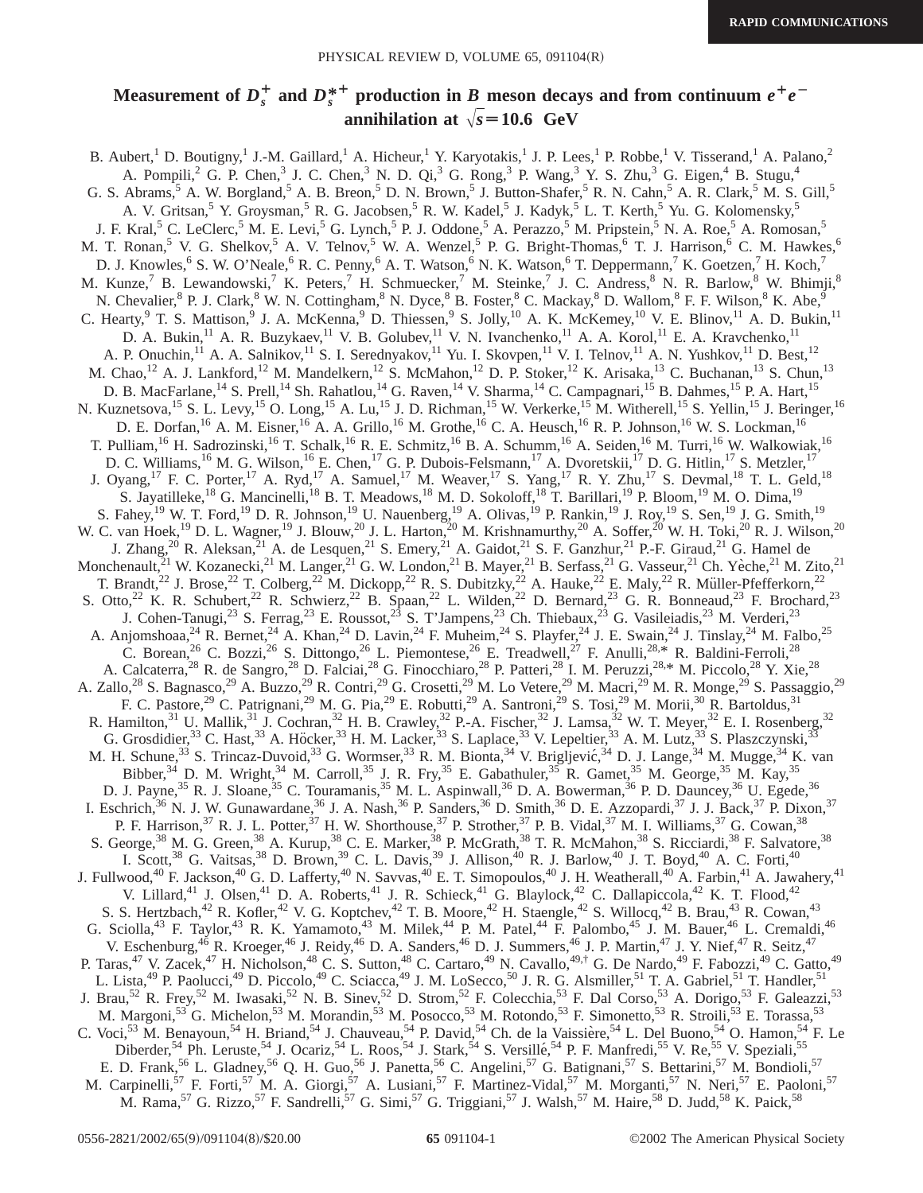# Measurement of $D_s^+$ and $D_s^{*+}$ production in $B$ meson decays and from continuum $e^+e^-$ annihilation at $\sqrt{s}=10.6$ GeV

B. Aubert,[1] D. Boutigny,[1] J.-M. Gaillard,[1] A. Hicheur,[1] Y. Karyotakis,[1] J. P. Lees,[1] P. Robbe,[1] V. Tisserand,[1] A. Palano,[2] A. Pompili,[2] G. P. Chen,[3] J. C. Chen,[3] N. D. Qi,[3] G. Rong,[3] P. Wang,[3] Y. S. Zhu,[3] G. Eigen,[4] B. Stugu,[4] G. S. Abrams,[5] A. W. Borgland,[5] A. B. Breon,[5] D. N. Brown,[5] J. Button-Shafer,[5] R. N. Cahn,[5] A. R. Clark,[5] M. S. Gill,[5] A. V. Gritsan,[5] Y. Groysman,[5] R. G. Jacobsen,[5] R. W. Kadel,[5] J. Kadyk,[5] L. T. Kerth,[5] Yu. G. Kolomensky,[5] J. F. Kral,[5] C. LeClerc,[5] M. E. Levi,[5] G. Lynch,[5] P. J. Oddone,[5] A. Perazzo,[5] M. Pripstein,[5] N. A. Roe,[5] A. Romosan,[5] M. T. Ronan,[5] V. G. Shelkov,[5] A. V. Telnov,[5] W. A. Wenzel,[5] P. G. Bright-Thomas,[6] T. J. Harrison,[6] C. M. Hawkes,[6] D. J. Knowles,[6] S. W. O'Neale,[6] R. C. Penny,[6] A. T. Watson,[6] N. K. Watson,[6] T. Deppermann,[7] K. Goetzen,[7] H. Koch,[7] M. Kunze,[7] B. Lewandowski,[7] K. Peters,[7] H. Schmuecker,[7] M. Steinke,[7] J. C. Andress,[8] N. R. Barlow,[8] W. Bhimji,[8] N. Chevalier,[8] P. J. Clark,[8] W. N. Cottingham,[8] N. Dyce,[8] B. Foster,[8] C. Mackay,[8] D. Wallom,[8] F. F. Wilson,[8] K. Abe,[9] C. Hearty,[9] T. S. Mattison,[9] J. A. McKenna,[9] D. Thiessen,[9] S. Jolly,[10] A. K. McKemey,[10] V. E. Blinov,[11] A. D. Bukin,[11] D. A. Bukin,[11] A. R. Buzykaev,[11] V. B. Golubev,[11] V. N. Ivanchenko,[11] A. A. Korol,[11] E. A. Kravchenko,[11] A. P. Onuchin,[11] A. A. Salnikov,[11] S. I. Serednyakov,[11] Yu. I. Skovpen,[11] V. I. Telnov,[11] A. N. Yushkov,[11] D. Best,[12] M. Chao,[12] A. J. Lankford,[12] M. Mandelkern,[12] S. McMahon,[12] D. P. Stoker,[12] K. Arisaka,[13] C. Buchanan,[13] S. Chun,[13] D. B. MacFarlane,[14] S. Prell,[14] Sh. Rahatlou,[14] G. Raven,[14] V. Sharma,[14] C. Campagnari,[15] B. Dahmes,[15] P. A. Hart,[15] N. Kuznetsova,[15] S. L. Levy,[15] O. Long,[15] A. Lu,[15] J. D. Richman,[15] W. Verkerke,[15] M. Witherell,[15] S. Yellin,[15] J. Beringer,[16] D. E. Dorfan,[16] A. M. Eisner,[16] A. A. Grillo,[16] M. Grothe,[16] C. A. Heusch,[16] R. P. Johnson,[16] W. S. Lockman,[16] T. Pulliam,[16] H. Sadrozinski,[16] T. Schalk,[16] R. E. Schmitz,[16] B. A. Schumm,[16] A. Seiden,[16] M. Turri,[16] W. Walkowiak,[16] D. C. Williams,[16] M. G. Wilson,[16] E. Chen,[17] G. P. Dubois-Felsmann,[17] A. Dvoretskii,[17] D. G. Hitlin,[17] S. Metzler,[17] J. Oyang,[17] F. C. Porter,[17] A. Ryd,[17] A. Samuel,[17] M. Weaver,[17] S. Yang,[17] R. Y. Zhu,[17] S. Devmal,[18] T. L. Geld,[18] S. Jayatilleke,[18] G. Mancinelli,[18] B. T. Meadows,[18] M. D. Sokoloff,[18] T. Barillari,[19] P. Bloom,[19] M. O. Dima,[19] S. Fahey,[19] W. T. Ford,[19] D. R. Johnson,[19] U. Nauenberg,[19] A. Olivas,[19] P. Rankin,[19] J. Roy,[19] S. Sen,[19] J. G. Smith,[19] W. C. van Hoek,[19] D. L. Wagner,[19] J. Blouw,[20] J. L. Harton,[20] M. Krishnamurthy,[20] A. Soffer,[20] W. H. Toki,[20] R. J. Wilson,[20] J. Zhang,[20] R. Aleksan,[21] A. de Lesquen,[21] S. Emery,[21] A. Gaidot,[21] S. F. Ganzhur,[21] P.-F. Giraud,[21] G. Hamel de Monchenault,[21] W. Kozanecki,[21] M. Langer,[21] G. W. London,[21] B. Mayer,[21] B. Serfass,[21] G. Vasseur,[21] Ch. Yèche,[21] M. Zito,[21] T. Brandt,[22] J. Brose,[22] T. Colberg,[22] M. Dickopp,[22] R. S. Dubitzky,[22] A. Hauke,[22] E. Maly,[22] R. Müller-Pfefferkorn,[22] S. Otto,[22] K. R. Schubert,[22] R. Schwierz,[22] B. Spaan,[22] L. Wilden,[22] D. Bernard,[23] G. R. Bonneaud,[23] F. Brochard,[23] J. Cohen-Tanugi,[23] S. Ferrag,[23] E. Roussot,[23] S. T'Jampens,[23] Ch. Thiebaux,[23] G. Vasileiadis,[23] M. Verderi,[23] A. Anjomshoaa,[24] R. Bernet,[24] A. Khan,[24] D. Lavin,[24] F. Muheim,[24] S. Playfer,[24] J. E. Swain,[24] J. Tinslay,[24] M. Falbo,[25] C. Borean,[26] C. Bozzi,[26] S. Dittongo,[26] L. Piemontese,[26] E. Treadwell,[27] F. Anulli,[28,*] R. Baldini-Ferroli,[28] A. Calcaterra,[28] R. de Sangro,[28] D. Falciai,[28] G. Finocchiaro,[28] P. Patteri,[28] I. M. Peruzzi,[28,*] M. Piccolo,[28] Y. Xie,[28] A. Zallo,[28] S. Bagnasco,[29] A. Buzzo,[29] R. Contri,[29] G. Crosetti,[29] M. Lo Vetere,[29] M. Macri,[29] M. R. Monge,[29] S. Passaggio,[29] F. C. Pastore,[29] C. Patrignani,[29] M. G. Pia,[29] E. Robutti,[29] A. Santroni,[29] S. Tosi,[29] M. Morii,[30] R. Bartoldus,[31] R. Hamilton,[31] U. Mallik,[31] J. Cochran,[32] H. B. Crawley,[32] P.-A. Fischer,[32] J. Lamsa,[32] W. T. Meyer,[32] E. I. Rosenberg,[32] G. Grosdidier,[33] C. Hast,[33] A. Höcker,[33] H. M. Lacker,[33] S. Laplace,[33] V. Lepeltier,[33] A. M. Lutz,[33] S. Plaszczynski,[33] M. H. Schune,[33] S. Trincaz-Duvoid,[33] G. Wormser,[33] R. M. Bionta,[34] V. Brigljević,[34] D. J. Lange,[34] M. Mugge,[34] K. van Bibber,[34] D. M. Wright,[34] M. Carroll,[35] J. R. Fry,[35] E. Gabathuler,[35] R. Gamet,[35] M. George,[35] M. Kay,[35] D. J. Payne,[35] R. J. Sloane,[35] C. Touramanis,[35] M. L. Aspinwall,[36] D. A. Bowerman,[36] P. D. Dauncey,[36] U. Egede,[36] I. Eschrich,[36] N. J. W. Gunawardane,[36] J. A. Nash,[36] P. Sanders,[36] D. Smith,[36] D. E. Azzopardi,[37] J. J. Back,[37] P. Dixon,[37] P. F. Harrison,[37] R. J. L. Potter,[37] H. W. Shorthouse,[37] P. Strother,[37] P. B. Vidal,[37] M. I. Williams,[37] G. Cowan,[38] S. George,[38] M. G. Green,[38] A. Kurup,[38] C. E. Marker,[38] P. McGrath,[38] T. R. McMahon,[38] S. Ricciardi,[38] F. Salvatore,[38] I. Scott,[38] G. Vaitsas,[38] D. Brown,[39] C. L. Davis,[39] J. Allison,[40] R. J. Barlow,[40] J. T. Boyd,[40] A. C. Forti,[40] J. Fullwood,[40] F. Jackson,[40] G. D. Lafferty,[40] N. Savvas,[40] E. T. Simopoulos,[40] J. H. Weatherall,[40] A. Farbin,[41] A. Jawahery,[41] V. Lillard,[41] J. Olsen,[41] D. A. Roberts,[41] J. R. Schieck,[41] G. Blaylock,[42] C. Dallapiccola,[42] K. T. Flood,[42] S. S. Hertzbach,[42] R. Kofler,[42] V. G. Koptchev,[42] T. B. Moore,[42] H. Staengle,[42] S. Willocq,[42] B. Brau,[43] R. Cowan,[43] G. Sciolla,[43] F. Taylor,[43] R. K. Yamamoto,[43] M. Milek,[44] P. M. Patel,[44] F. Palombo,[45] J. M. Bauer,[46] L. Cremaldi,[46] V. Eschenburg,[46] R. Kroeger,[46] J. Reidy,[46] D. A. Sanders,[46] D. J. Summers,[46] J. P. Martin,[47] J. Y. Nief,[47] R. Seitz,[47] P. Taras,[47] V. Zacek,[47] H. Nicholson,[48] C. S. Sutton,[48] C. Cartaro,[49] N. Cavallo,[49,†] G. De Nardo,[49] F. Fabozzi,[49] C. Gatto,[49] L. Lista,[49] P. Paolucci,[49] D. Piccolo,[49] C. Sciacca,[49] J. M. LoSecco,[50] J. R. G. Alsmiller,[51] T. A. Gabriel,[51] T. Handler,[51] J. Brau,[52] R. Frey,[52] M. Iwasaki,[52] N. B. Sinev,[52] D. Strom,[52] F. Colecchia,[53] F. Dal Corso,[53] A. Dorigo,[53] F. Galeazzi,[53] M. Margoni,[53] G. Michelon,[53] M. Morandin,[53] M. Posocco,[53] M. Rotondo,[53] F. Simonetto,[53] R. Stroili,[53] E. Torassa,[53] C. Voci,[53] M. Benayoun,[54] H. Briand,[54] J. Chauveau,[54] P. David,[54] Ch. de la Vaissière,[54] L. Del Buono,[54] O. Hamon,[54] F. Le Diberder,[54] Ph. Leruste,[54] J. Ocariz,[54] L. Roos,[54] J. Stark,[54] S. Versillé,[54] P. F. Manfredi,[55] V. Re,[55] V. Speziali,[55] E. D. Frank,[56] L. Gladney,[56] Q. H. Guo,[56] J. Panetta,[56] C. Angelini,[57] G. Batignani,[57] S. Bettarini,[57] M. Bondioli,[57] M. Carpinelli,[57] F. Forti,[57] M. A. Giorgi,[57] A. Lusiani,[57] F. Martinez-Vidal,[57] M. Morganti,[57] N. Neri,[57] E. Paoloni,[57] M. Rama,[57] G. Rizzo,[57] F. Sandrelli,[57] G. Simi,[57] G. Triggiani,[57] J. Walsh,[57] M. Haire,[58] D. Judd,[58] K. Paick,[58]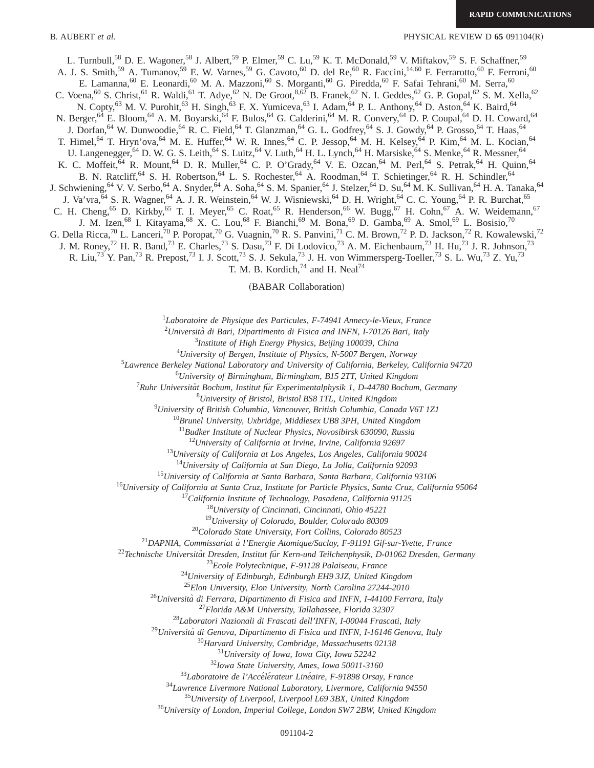L. Turnbull,[58] D. E. Wagoner,[58] J. Albert,[59] P. Elmer,[59] C. Lu,[59] K. T. McDonald,[59] V. Miftakov,[59] S. F. Schaffner,[59] A. J. S. Smith,[59] A. Tumanov,[59] E. W. Varnes,[59] G. Cavoto,[60] D. del Re,[60] R. Faccini,[14,60] F. Ferrarotto,[60] F. Ferroni,[60] E. Lamanna,[60] E. Leonardi,[60] M. A. Mazzoni,[60] S. Morganti,[60] G. Piredda,[60] F. Safai Tehrani,[60] M. Serra,[60] C. Voena,[60] S. Christ,[61] R. Waldi,[61] T. Adye,[62] N. De Groot,[8,62] B. Franek,[62] N. I. Geddes,[62] G. P. Gopal,[62] S. M. Xella,[62] N. Copty,[63] M. V. Purohit,[63] H. Singh,[63] F. X. Yumiceva,[63] I. Adam,[64] P. L. Anthony,[64] D. Aston,[64] K. Baird,[64] N. Berger,[64] E. Bloom,[64] A. M. Boyarski,[64] F. Bulos,[64] G. Calderini,[64] M. R. Convery,[64] D. P. Coupal,[64] D. H. Coward,[64] J. Dorfan,[64] W. Dunwoodie,[64] R. C. Field,[64] T. Glanzman,[64] G. L. Godfrey,[64] S. J. Gowdy,[64] P. Grosso,[64] T. Haas,[64] T. Himel,[64] T. Hryn'ova,[64] M. E. Huffer,[64] W. R. Innes,[64] C. P. Jessop,[64] M. H. Kelsey,[64] P. Kim,[64] M. L. Kocian,[64] U. Langenegger,[64] D. W. G. S. Leith,[64] S. Luitz,[64] V. Luth,[64] H. L. Lynch,[64] H. Marsiske,[64] S. Menke,[64] R. Messner,[64] K. C. Moffeit,[64] R. Mount,[64] D. R. Muller,[64] C. P. O'Grady,[64] V. E. Ozcan,[64] M. Perl,[64] S. Petrak,[64] H. Quinn,[64] B. N. Ratcliff,[64] S. H. Robertson,[64] L. S. Rochester,[64] A. Roodman,[64] T. Schietinger,[64] R. H. Schindler,[64] J. Schwiening,[64] V. V. Serbo,[64] A. Snyder,[64] A. Soha,[64] S. M. Spanier,[64] J. Stelzer,[64] D. Su,[64] M. K. Sullivan,[64] H. A. Tanaka,[64] J. Va'vra,[64] S. R. Wagner,[64] A. J. R. Weinstein,[64] W. J. Wisniewski,[64] D. H. Wright,[64] C. C. Young,[64] P. R. Burchat,[65] C. H. Cheng,[65] D. Kirkby,[65] T. I. Meyer,[65] C. Roat,[65] R. Henderson,[66] W. Bugg,[67] H. Cohn,[67] A. W. Weidemann,[67] J. M. Izen,[68] I. Kitayama,[68] X. C. Lou,[68] F. Bianchi,[69] M. Bona,[69] D. Gamba,[69] A. Smol,[69] L. Bosisio,[70] G. Della Ricca,[70] L. Lanceri,[70] P. Poropat,[70] G. Vuagnin,[70] R. S. Panvini,[71] C. M. Brown,[72] P. D. Jackson,[72] R. Kowalewski,[72] J. M. Roney,[72] H. R. Band,[73] E. Charles,[73] S. Dasu,[73] F. Di Lodovico,[73] A. M. Eichenbaum,[73] H. Hu,[73] J. R. Johnson,[73] R. Liu,[73] Y. Pan,[73] R. Prepost,[73] I. J. Scott,[73] S. J. Sekula,[73] J. H. von Wimmersperg-Toeller,[73] S. L. Wu,[73] Z. Yu,[73] T. M. B. Kordich,[74] and H. Neal[74]

(BABAR Collaboration)

[1]*Laboratoire de Physique des Particules, F-74941 Annecy-le-Vieux, France*
[2]*Università di Bari, Dipartimento di Fisica and INFN, I-70126 Bari, Italy*
[3]*Institute of High Energy Physics, Beijing 100039, China*
[4]*University of Bergen, Institute of Physics, N-5007 Bergen, Norway*
[5]*Lawrence Berkeley National Laboratory and University of California, Berkeley, California 94720*
[6]*University of Birmingham, Birmingham, B15 2TT, United Kingdom*
[7]*Ruhr Universität Bochum, Institut für Experimentalphysik 1, D-44780 Bochum, Germany*
[8]*University of Bristol, Bristol BS8 1TL, United Kingdom*
[9]*University of British Columbia, Vancouver, British Columbia, Canada V6T 1Z1*
[10]*Brunel University, Uxbridge, Middlesex UB8 3PH, United Kingdom*
[11]*Budker Institute of Nuclear Physics, Novosibirsk 630090, Russia*
[12]*University of California at Irvine, Irvine, California 92697*
[13]*University of California at Los Angeles, Los Angeles, California 90024*
[14]*University of California at San Diego, La Jolla, California 92093*
[15]*University of California at Santa Barbara, Santa Barbara, California 93106*
[16]*University of California at Santa Cruz, Institute for Particle Physics, Santa Cruz, California 95064*
[17]*California Institute of Technology, Pasadena, California 91125*
[18]*University of Cincinnati, Cincinnati, Ohio 45221*
[19]*University of Colorado, Boulder, Colorado 80309*
[20]*Colorado State University, Fort Collins, Colorado 80523*
[21]*DAPNIA, Commissariat à l'Energie Atomique/Saclay, F-91191 Gif-sur-Yvette, France*
[22]*Technische Universität Dresden, Institut für Kern-und Teilchenphysik, D-01062 Dresden, Germany*
[23]*Ecole Polytechnique, F-91128 Palaiseau, France*
[24]*University of Edinburgh, Edinburgh EH9 3JZ, United Kingdom*
[25]*Elon University, Elon University, North Carolina 27244-2010*
[26]*Università di Ferrara, Dipartimento di Fisica and INFN, I-44100 Ferrara, Italy*
[27]*Florida A&M University, Tallahassee, Florida 32307*
[28]*Laboratori Nazionali di Frascati dell'INFN, I-00044 Frascati, Italy*
[29]*Università di Genova, Dipartimento di Fisica and INFN, I-16146 Genova, Italy*
[30]*Harvard University, Cambridge, Massachusetts 02138*
[31]*University of Iowa, Iowa City, Iowa 52242*
[32]*Iowa State University, Ames, Iowa 50011-3160*
[33]*Laboratoire de l'Accélérateur Linéaire, F-91898 Orsay, France*
[34]*Lawrence Livermore National Laboratory, Livermore, California 94550*
[35]*University of Liverpool, Liverpool L69 3BX, United Kingdom*
[36]*University of London, Imperial College, London SW7 2BW, United Kingdom*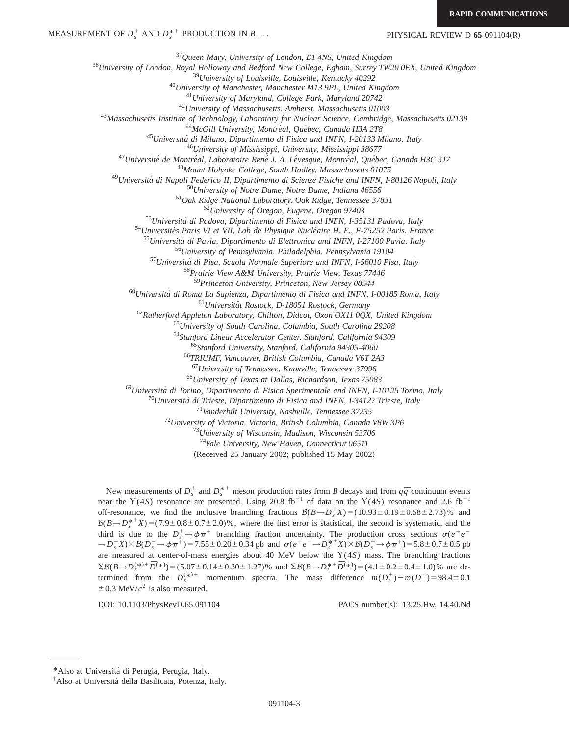[37]Queen Mary, University of London, E1 4NS, United Kingdom
[38]University of London, Royal Holloway and Bedford New College, Egham, Surrey TW20 0EX, United Kingdom
[39]University of Louisville, Louisville, Kentucky 40292
[40]University of Manchester, Manchester M13 9PL, United Kingdom
[41]University of Maryland, College Park, Maryland 20742
[42]University of Massachusetts, Amherst, Massachusetts 01003
[43]Massachusetts Institute of Technology, Laboratory for Nuclear Science, Cambridge, Massachusetts 02139
[44]McGill University, Montréal, Québec, Canada H3A 2T8
[45]Università di Milano, Dipartimento di Fisica and INFN, I-20133 Milano, Italy
[46]University of Mississippi, University, Mississippi 38677
[47]Université de Montréal, Laboratoire René J. A. Lévesque, Montréal, Québec, Canada H3C 3J7
[48]Mount Holyoke College, South Hadley, Massachusetts 01075
[49]Università di Napoli Federico II, Dipartimento di Scienze Fisiche and INFN, I-80126 Napoli, Italy
[50]University of Notre Dame, Notre Dame, Indiana 46556
[51]Oak Ridge National Laboratory, Oak Ridge, Tennessee 37831
[52]University of Oregon, Eugene, Oregon 97403
[53]Università di Padova, Dipartimento di Fisica and INFN, I-35131 Padova, Italy
[54]Universités Paris VI et VII, Lab de Physique Nucléaire H. E., F-75252 Paris, France
[55]Università di Pavia, Dipartimento di Elettronica and INFN, I-27100 Pavia, Italy
[56]University of Pennsylvania, Philadelphia, Pennsylvania 19104
[57]Università di Pisa, Scuola Normale Superiore and INFN, I-56010 Pisa, Italy
[58]Prairie View A&M University, Prairie View, Texas 77446
[59]Princeton University, Princeton, New Jersey 08544
[60]Università di Roma La Sapienza, Dipartimento di Fisica and INFN, I-00185 Roma, Italy
[61]Universität Rostock, D-18051 Rostock, Germany
[62]Rutherford Appleton Laboratory, Chilton, Didcot, Oxon OX11 0QX, United Kingdom
[63]University of South Carolina, Columbia, South Carolina 29208
[64]Stanford Linear Accelerator Center, Stanford, California 94309
[65]Stanford University, Stanford, California 94305-4060
[66]TRIUMF, Vancouver, British Columbia, Canada V6T 2A3
[67]University of Tennessee, Knoxville, Tennessee 37996
[68]University of Texas at Dallas, Richardson, Texas 75083
[69]Università di Torino, Dipartimento di Fisica Sperimentale and INFN, I-10125 Torino, Italy
[70]Università di Trieste, Dipartimento di Fisica and INFN, I-34127 Trieste, Italy
[71]Vanderbilt University, Nashville, Tennessee 37235
[72]University of Victoria, Victoria, British Columbia, Canada V8W 3P6
[73]University of Wisconsin, Madison, Wisconsin 53706
[74]Yale University, New Haven, Connecticut 06511

(Received 25 January 2002; published 15 May 2002)

New measurements of $D_s^+$ and $D_s^{*+}$ meson production rates from $B$ decays and from $q\bar{q}$ continuum events near the $\Upsilon(4S)$ resonance are presented. Using 20.8 fb$^{-1}$ of data on the $\Upsilon(4S)$ resonance and 2.6 fb$^{-1}$ off-resonance, we find the inclusive branching fractions $\mathcal{B}(B\to D_s^+X)=(10.93\pm0.19\pm0.58\pm2.73)\%$ and $\mathcal{B}(B\to D_s^{*+}X)=(7.9\pm0.8\pm0.7\pm2.0)\%$, where the first error is statistical, the second is systematic, and the third is due to the $D_s^+\to\phi\pi^+$ branching fraction uncertainty. The production cross sections $\sigma(e^+e^-\to D_s^+X)\times\mathcal{B}(D_s^+\to\phi\pi^+)=7.55\pm0.20\pm0.34$ pb and $\sigma(e^+e^-\to D_s^{*\pm}X)\times\mathcal{B}(D_s^+\to\phi\pi^+)=5.8\pm0.7\pm0.5$ pb are measured at center-of-mass energies about 40 MeV below the $\Upsilon(4S)$ mass. The branching fractions $\Sigma\mathcal{B}(B\to D_s^{(*)+}\overline{D}^{(*)})=(5.07\pm0.14\pm0.30\pm1.27)\%$ and $\Sigma\mathcal{B}(B\to D_s^{*+}\overline{D}^{(*)})=(4.1\pm0.2\pm0.4\pm1.0)\%$ are determined from the $D_s^{(*)+}$ momentum spectra. The mass difference $m(D_s^+)-m(D^+)=98.4\pm0.1\pm0.3$ MeV/$c^2$ is also measured.

DOI: 10.1103/PhysRevD.65.091104 PACS number(s): 13.25.Hw, 14.40.Nd

*Also at Università di Perugia, Perugia, Italy.
†Also at Università della Basilicata, Potenza, Italy.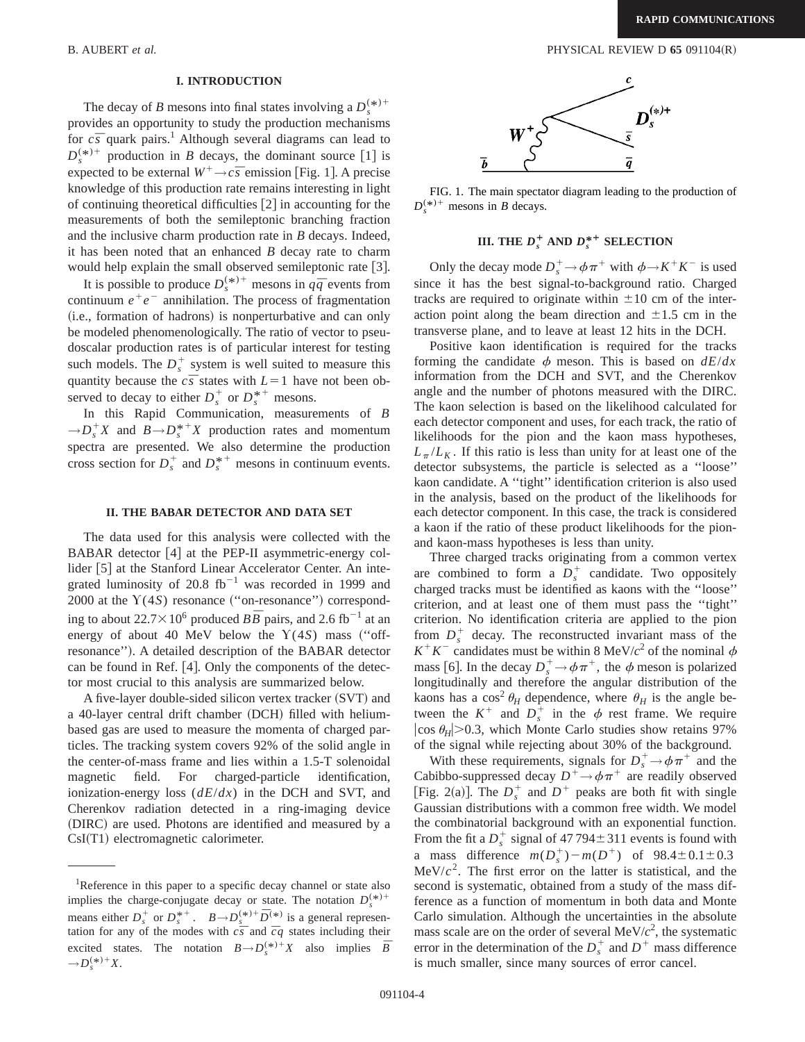## I. INTRODUCTION

The decay of $B$ mesons into final states involving a $D_s^{(*)+}$ provides an opportunity to study the production mechanisms for $c\bar{s}$ quark pairs.[1] Although several diagrams can lead to $D_s^{(*)+}$ production in $B$ decays, the dominant source [1] is expected to be external $W^+ \to c\bar{s}$ emission [Fig. 1]. A precise knowledge of this production rate remains interesting in light of continuing theoretical difficulties [2] in accounting for the measurements of both the semileptonic branching fraction and the inclusive charm production rate in $B$ decays. Indeed, it has been noted that an enhanced $B$ decay rate to charm would help explain the small observed semileptonic rate [3].

It is possible to produce $D_s^{(*)+}$ mesons in $q\bar{q}$ events from continuum $e^+e^-$ annihilation. The process of fragmentation (i.e., formation of hadrons) is nonperturbative and can only be modeled phenomenologically. The ratio of vector to pseudoscalar production rates is of particular interest for testing such models. The $D_s^+$ system is well suited to measure this quantity because the $c\bar{s}$ states with $L=1$ have not been observed to decay to either $D_s^+$ or $D_s^{*+}$ mesons.

In this Rapid Communication, measurements of $B \to D_s^+ X$ and $B \to D_s^{*+} X$ production rates and momentum spectra are presented. We also determine the production cross section for $D_s^+$ and $D_s^{*+}$ mesons in continuum events.

## II. THE BABAR DETECTOR AND DATA SET

The data used for this analysis were collected with the BABAR detector [4] at the PEP-II asymmetric-energy collider [5] at the Stanford Linear Accelerator Center. An integrated luminosity of 20.8 fb$^{-1}$ was recorded in 1999 and 2000 at the $\Upsilon(4S)$ resonance ("on-resonance") corresponding to about $22.7 \times 10^6$ produced $B\bar{B}$ pairs, and 2.6 fb$^{-1}$ at an energy of about 40 MeV below the $\Upsilon(4S)$ mass ("off-resonance"). A detailed description of the BABAR detector can be found in Ref. [4]. Only the components of the detector most crucial to this analysis are summarized below.

A five-layer double-sided silicon vertex tracker (SVT) and a 40-layer central drift chamber (DCH) filled with helium-based gas are used to measure the momenta of charged particles. The tracking system covers 92% of the solid angle in the center-of-mass frame and lies within a 1.5-T solenoidal magnetic field. For charged-particle identification, ionization-energy loss ($dE/dx$) in the DCH and SVT, and Cherenkov radiation detected in a ring-imaging device (DIRC) are used. Photons are identified and measured by a CsI(Tl) electromagnetic calorimeter.

[1]Reference in this paper to a specific decay channel or state also implies the charge-conjugate decay or state. The notation $D_s^{(*)+}$ means either $D_s^+$ or $D_s^{*+}$. $B \to D_s^{(*)+}\bar{D}^{(*)}$ is a general representation for any of the modes with $c\bar{s}$ and $\bar{c}q$ states including their excited states. The notation $B \to D_s^{(*)+}X$ also implies $\bar{B} \to D_s^{(*)+}X$.

FIG. 1. The main spectator diagram leading to the production of $D_s^{(*)+}$ mesons in $B$ decays.

## III. THE $D_s^+$ AND $D_s^{*+}$ SELECTION

Only the decay mode $D_s^+ \to \phi\pi^+$ with $\phi \to K^+K^-$ is used since it has the best signal-to-background ratio. Charged tracks are required to originate within $\pm 10$ cm of the interaction point along the beam direction and $\pm 1.5$ cm in the transverse plane, and to leave at least 12 hits in the DCH.

Positive kaon identification is required for the tracks forming the candidate $\phi$ meson. This is based on $dE/dx$ information from the DCH and SVT, and the Cherenkov angle and the number of photons measured with the DIRC. The kaon selection is based on the likelihood calculated for each detector component and uses, for each track, the ratio of likelihoods for the pion and the kaon mass hypotheses, $L_\pi/L_K$. If this ratio is less than unity for at least one of the detector subsystems, the particle is selected as a "loose" kaon candidate. A "tight" identification criterion is also used in the analysis, based on the product of the likelihoods for each detector component. In this case, the track is considered a kaon if the ratio of these product likelihoods for the pion- and kaon-mass hypotheses is less than unity.

Three charged tracks originating from a common vertex are combined to form a $D_s^+$ candidate. Two oppositely charged tracks must be identified as kaons with the "loose" criterion, and at least one of them must pass the "tight" criterion. No identification criteria are applied to the pion from $D_s^+$ decay. The reconstructed invariant mass of the $K^+K^-$ candidates must be within 8 MeV/$c^2$ of the nominal $\phi$ mass [6]. In the decay $D_s^+ \to \phi\pi^+$, the $\phi$ meson is polarized longitudinally and therefore the angular distribution of the kaons has a $\cos^2\theta_H$ dependence, where $\theta_H$ is the angle between the $K^+$ and $D_s^+$ in the $\phi$ rest frame. We require $|\cos\theta_H| > 0.3$, which Monte Carlo studies show retains 97% of the signal while rejecting about 30% of the background.

With these requirements, signals for $D_s^+ \to \phi\pi^+$ and the Cabibbo-suppressed decay $D^+ \to \phi\pi^+$ are readily observed [Fig. 2(a)]. The $D_s^+$ and $D^+$ peaks are both fit with single Gaussian distributions with a common free width. We model the combinatorial background with an exponential function. From the fit a $D_s^+$ signal of $47\,794 \pm 311$ events is found with a mass difference $m(D_s^+) - m(D^+)$ of $98.4 \pm 0.1 \pm 0.3$ MeV/$c^2$. The first error on the latter is statistical, and the second is systematic, obtained from a study of the mass difference as a function of momentum in both data and Monte Carlo simulation. Although the uncertainties in the absolute mass scale are on the order of several MeV/$c^2$, the systematic error in the determination of the $D_s^+$ and $D^+$ mass difference is much smaller, since many sources of error cancel.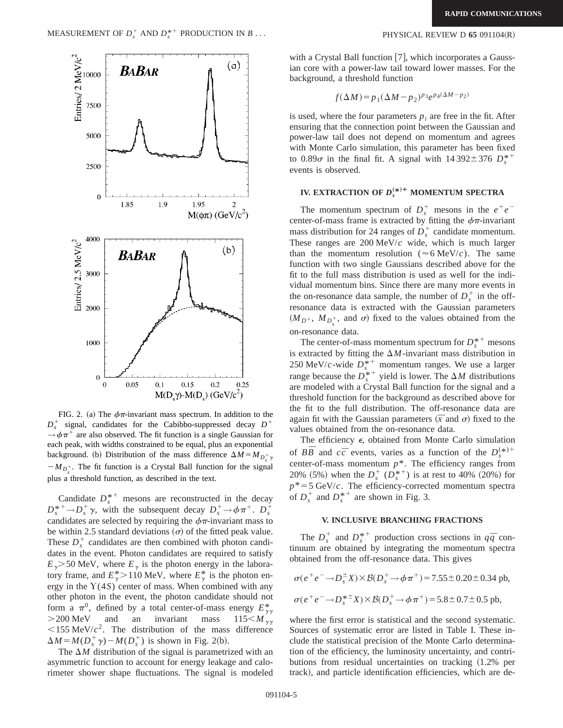FIG. 2. (a) The $\phi\pi$-invariant mass spectrum. In addition to the $D_s^+$ signal, candidates for the Cabibbo-suppressed decay $D^+ \to \phi\pi^+$ are also observed. The fit function is a single Gaussian for each peak, with widths constrained to be equal, plus an exponential background. (b) Distribution of the mass difference $\Delta M = M_{D_s^+\gamma} - M_{D_s^+}$. The fit function is a Crystal Ball function for the signal plus a threshold function, as described in the text.

Candidate $D_s^{*+}$ mesons are reconstructed in the decay $D_s^{*+} \to D_s^+ \gamma$, with the subsequent decay $D_s^+ \to \phi\pi^+$. $D_s^+$ candidates are selected by requiring the $\phi\pi$-invariant mass to be within 2.5 standard deviations ($\sigma$) of the fitted peak value. These $D_s^+$ candidates are then combined with photon candidates in the event. Photon candidates are required to satisfy $E_\gamma > 50$ MeV, where $E_\gamma$ is the photon energy in the laboratory frame, and $E_\gamma^* > 110$ MeV, where $E_\gamma^*$ is the photon energy in the $\Upsilon(4S)$ center of mass. When combined with any other photon in the event, the photon candidate should not form a $\pi^0$, defined by a total center-of-mass energy $E_{\gamma\gamma}^* > 200$ MeV and an invariant mass $115 < M_{\gamma\gamma} < 155$ MeV/$c^2$. The distribution of the mass difference $\Delta M = M(D_s^+\gamma) - M(D_s^+)$ is shown in Fig. 2(b).

The $\Delta M$ distribution of the signal is parametrized with an asymmetric function to account for energy leakage and calorimeter shower shape fluctuations. The signal is modeled with a Crystal Ball function [7], which incorporates a Gaussian core with a power-law tail toward lower masses. For the background, a threshold function

$$f(\Delta M) = p_1(\Delta M - p_2)^{p_3} e^{p_4(\Delta M - p_2)}$$

is used, where the four parameters $p_i$ are free in the fit. After ensuring that the connection point between the Gaussian and power-law tail does not depend on momentum and agrees with Monte Carlo simulation, this parameter has been fixed to $0.89\sigma$ in the final fit. A signal with $14\,392 \pm 376$ $D_s^{*+}$ events is observed.

## IV. EXTRACTION OF $D_s^{(*)+}$ MOMENTUM SPECTRA

The momentum spectrum of $D_s^+$ mesons in the $e^+e^-$ center-of-mass frame is extracted by fitting the $\phi\pi$-invariant mass distribution for 24 ranges of $D_s^+$ candidate momentum. These ranges are 200 MeV/$c$ wide, which is much larger than the momentum resolution ($\approx 6$ MeV/$c$). The same function with two single Gaussians described above for the fit to the full mass distribution is used as well for the individual momentum bins. Since there are many more events in the on-resonance data sample, the number of $D_s^+$ in the off-resonance data is extracted with the Gaussian parameters ($M_{D^+}$, $M_{D_s^+}$, and $\sigma$) fixed to the values obtained from the on-resonance data.

The center-of-mass momentum spectrum for $D_s^{*+}$ mesons is extracted by fitting the $\Delta M$-invariant mass distribution in 250 MeV/$c$-wide $D_s^{*+}$ momentum ranges. We use a larger range because the $D_s^{*+}$ yield is lower. The $\Delta M$ distributions are modeled with a Crystal Ball function for the signal and a threshold function for the background as described above for the fit to the full distribution. The off-resonance data are again fit with the Gaussian parameters ($\bar{x}$ and $\sigma$) fixed to the values obtained from the on-resonance data.

The efficiency $\epsilon$, obtained from Monte Carlo simulation of $B\bar{B}$ and $c\bar{c}$ events, varies as a function of the $D_s^{(*)+}$ center-of-mass momentum $p^*$. The efficiency ranges from 20% (5%) when the $D_s^+$ ($D_s^{*+}$) is at rest to 40% (20%) for $p^* = 5$ GeV/$c$. The efficiency-corrected momentum spectra of $D_s^+$ and $D_s^{*+}$ are shown in Fig. 3.

## V. INCLUSIVE BRANCHING FRACTIONS

The $D_s^+$ and $D_s^{*+}$ production cross sections in $q\bar{q}$ continuum are obtained by integrating the momentum spectra obtained from the off-resonance data. This gives

$$\sigma(e^+e^- \to D_s^{\pm}X) \times \mathcal{B}(D_s^+ \to \phi\pi^+) = 7.55 \pm 0.20 \pm 0.34 \text{ pb},$$

$$\sigma(e^+e^- \to D_s^{*\pm}X) \times \mathcal{B}(D_s^+ \to \phi\pi^+) = 5.8 \pm 0.7 \pm 0.5 \text{ pb},$$

where the first error is statistical and the second systematic. Sources of systematic error are listed in Table I. These include the statistical precision of the Monte Carlo determination of the efficiency, the luminosity uncertainty, and contributions from residual uncertainties on tracking (1.2% per track), and particle identification efficiencies, which are de-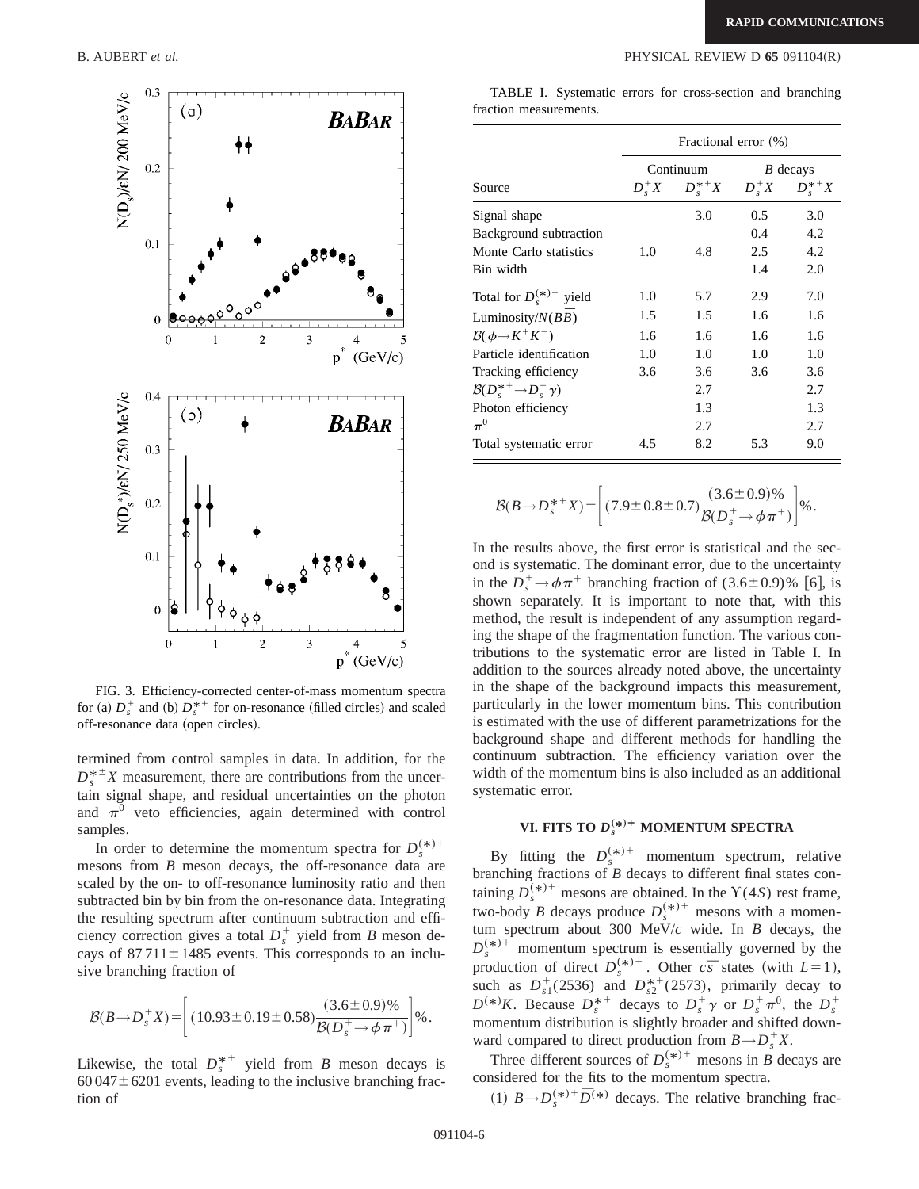FIG. 3. Efficiency-corrected center-of-mass momentum spectra for (a) $D_s^+$ and (b) $D_s^{*+}$ for on-resonance (filled circles) and scaled off-resonance data (open circles).

termined from control samples in data. In addition, for the $D_s^{*\pm}X$ measurement, there are contributions from the uncertain signal shape, and residual uncertainties on the photon and $\pi^0$ veto efficiencies, again determined with control samples.

In order to determine the momentum spectra for $D_s^{(*)+}$ mesons from $B$ meson decays, the off-resonance data are scaled by the on- to off-resonance luminosity ratio and then subtracted bin by bin from the on-resonance data. Integrating the resulting spectrum after continuum subtraction and efficiency correction gives a total $D_s^+$ yield from $B$ meson decays of $87\,711 \pm 1485$ events. This corresponds to an inclusive branching fraction of

$$\mathcal{B}(B \to D_s^+ X) = \left[ (10.93 \pm 0.19 \pm 0.58) \frac{(3.6 \pm 0.9)\%}{\mathcal{B}(D_s^+ \to \phi \pi^+)} \right] \%.$$

Likewise, the total $D_s^{*+}$ yield from $B$ meson decays is $60\,047 \pm 6201$ events, leading to the inclusive branching fraction of

TABLE I. Systematic errors for cross-section and branching fraction measurements.

| | Fractional error (%) | | | |
|---|---|---|---|---|
| | Continuum | | $B$ decays | |
| Source | $D_s^+X$ | $D_s^{*+}X$ | $D_s^+X$ | $D_s^{*+}X$ |
| Signal shape | | 3.0 | 0.5 | 3.0 |
| Background subtraction | | | 0.4 | 4.2 |
| Monte Carlo statistics | 1.0 | 4.8 | 2.5 | 4.2 |
| Bin width | | | 1.4 | 2.0 |
| Total for $D_s^{(*)+}$ yield | 1.0 | 5.7 | 2.9 | 7.0 |
| Luminosity/$N(B\overline{B})$ | 1.5 | 1.5 | 1.6 | 1.6 |
| $\mathcal{B}(\phi \to K^+K^-)$ | 1.6 | 1.6 | 1.6 | 1.6 |
| Particle identification | 1.0 | 1.0 | 1.0 | 1.0 |
| Tracking efficiency | 3.6 | 3.6 | 3.6 | 3.6 |
| $\mathcal{B}(D_s^{*+} \to D_s^+ \gamma)$ | | 2.7 | | 2.7 |
| Photon efficiency | | 1.3 | | 1.3 |
| $\pi^0$ | | 2.7 | | 2.7 |
| Total systematic error | 4.5 | 8.2 | 5.3 | 9.0 |

$$\mathcal{B}(B \to D_s^{*+} X) = \left[ (7.9 \pm 0.8 \pm 0.7) \frac{(3.6 \pm 0.9)\%}{\mathcal{B}(D_s^+ \to \phi \pi^+)} \right] \%.$$

In the results above, the first error is statistical and the second is systematic. The dominant error, due to the uncertainty in the $D_s^+ \to \phi \pi^+$ branching fraction of $(3.6 \pm 0.9)\%$ [6], is shown separately. It is important to note that, with this method, the result is independent of any assumption regarding the shape of the fragmentation function. The various contributions to the systematic error are listed in Table I. In addition to the sources already noted above, the uncertainty in the shape of the background impacts this measurement, particularly in the lower momentum bins. This contribution is estimated with the use of different parametrizations for the background shape and different methods for handling the continuum subtraction. The efficiency variation over the width of the momentum bins is also included as an additional systematic error.

## VI. FITS TO $D_s^{(*)+}$ MOMENTUM SPECTRA

By fitting the $D_s^{(*)+}$ momentum spectrum, relative branching fractions of $B$ decays to different final states containing $D_s^{(*)+}$ mesons are obtained. In the $\Upsilon(4S)$ rest frame, two-body $B$ decays produce $D_s^{(*)+}$ mesons with a momentum spectrum about 300 MeV/$c$ wide. In $B$ decays, the $D_s^{(*)+}$ momentum spectrum is essentially governed by the production of direct $D_s^{(*)+}$. Other $c\overline{s}$ states (with $L=1$), such as $D_{s1}^+(2536)$ and $D_{s2}^{*+}(2573)$, primarily decay to $D^{(*)}K$. Because $D_s^{*+}$ decays to $D_s^+\gamma$ or $D_s^+\pi^0$, the $D_s^+$ momentum distribution is slightly broader and shifted downward compared to direct production from $B \to D_s^+ X$.

Three different sources of $D_s^{(*)+}$ mesons in $B$ decays are considered for the fits to the momentum spectra.

(1) $B \to D_s^{(*)+} \overline{D}^{(*)}$ decays. The relative branching frac-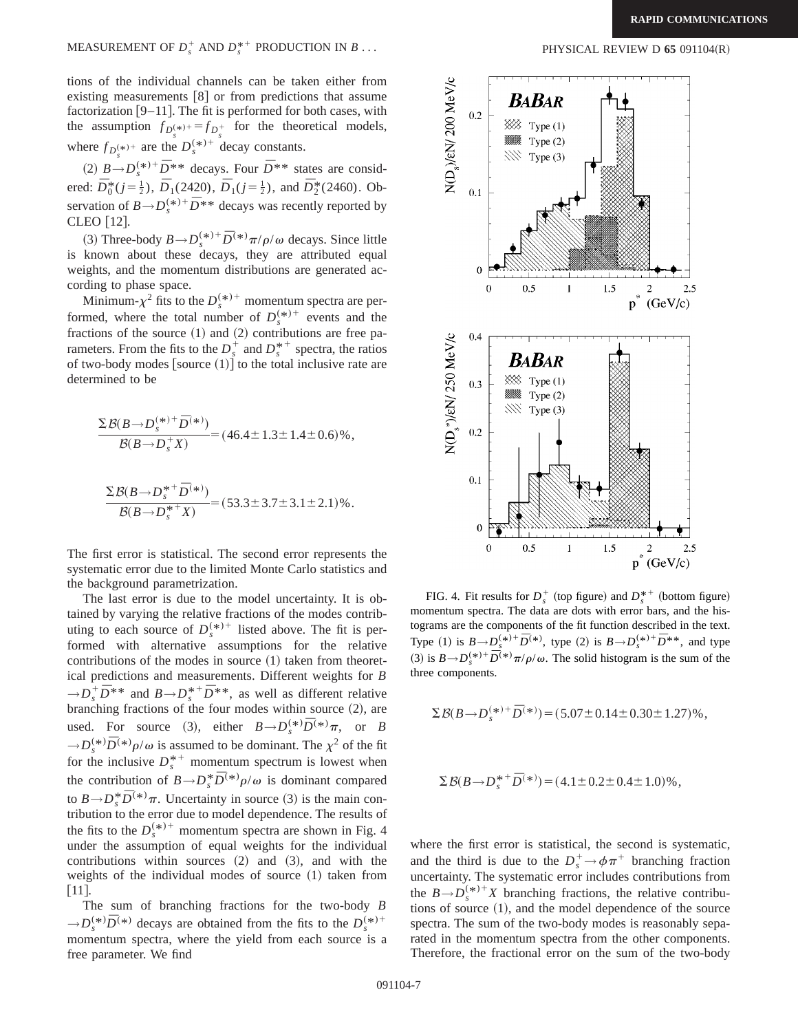tions of the individual channels can be taken either from existing measurements [8] or from predictions that assume factorization [9–11]. The fit is performed for both cases, with the assumption $f_{D_s^{(*)+}} = f_{D_s^+}$ for the theoretical models, where $f_{D_s^{(*)+}}$ are the $D_s^{(*)+}$ decay constants.

(2) $B \to D_s^{(*)+} \bar{D}^{**}$ decays. Four $\bar{D}^{**}$ states are considered: $\bar{D}_0^*(j=\frac{1}{2})$, $\bar{D}_1(2420)$, $\bar{D}_1(j=\frac{1}{2})$, and $\bar{D}_2^*(2460)$. Observation of $B \to D_s^{(*)+} \bar{D}^{**}$ decays was recently reported by CLEO [12].

(3) Three-body $B \to D_s^{(*)+} \bar{D}^{(*)} \pi/\rho/\omega$ decays. Since little is known about these decays, they are attributed equal weights, and the momentum distributions are generated according to phase space.

Minimum-$\chi^2$ fits to the $D_s^{(*)+}$ momentum spectra are performed, where the total number of $D_s^{(*)+}$ events and the fractions of the source (1) and (2) contributions are free parameters. From the fits to the $D_s^+$ and $D_s^{*+}$ spectra, the ratios of two-body modes [source (1)] to the total inclusive rate are determined to be

$$\frac{\Sigma \mathcal{B}(B \to D_s^{(*)+} \bar{D}^{(*)})}{\mathcal{B}(B \to D_s^+ X)} = (46.4 \pm 1.3 \pm 1.4 \pm 0.6)\%,$$

$$\frac{\Sigma \mathcal{B}(B \to D_s^{*+} \bar{D}^{(*)})}{\mathcal{B}(B \to D_s^{*+} X)} = (53.3 \pm 3.7 \pm 3.1 \pm 2.1)\%.$$

The first error is statistical. The second error represents the systematic error due to the limited Monte Carlo statistics and the background parametrization.

The last error is due to the model uncertainty. It is obtained by varying the relative fractions of the modes contributing to each source of $D_s^{(*)+}$ listed above. The fit is performed with alternative assumptions for the relative contributions of the modes in source (1) taken from theoretical predictions and measurements. Different weights for $B \to D_s^+ \bar{D}^{**}$ and $B \to D_s^{*+} \bar{D}^{**}$, as well as different relative branching fractions of the four modes within source (2), are used. For source (3), either $B \to D_s^{(*)} \bar{D}^{(*)} \pi$, or $B \to D_s^{(*)} \bar{D}^{(*)} \rho/\omega$ is assumed to be dominant. The $\chi^2$ of the fit for the inclusive $D_s^{*+}$ momentum spectrum is lowest when the contribution of $B \to D_s^* \bar{D}^{(*)} \rho/\omega$ is dominant compared to $B \to D_s^* \bar{D}^{(*)} \pi$. Uncertainty in source (3) is the main contribution to the error due to model dependence. The results of the fits to the $D_s^{(*)+}$ momentum spectra are shown in Fig. 4 under the assumption of equal weights for the individual contributions within sources (2) and (3), and with the weights of the individual modes of source (1) taken from [11].

The sum of branching fractions for the two-body $B \to D_s^{(*)} \bar{D}^{(*)}$ decays are obtained from the fits to the $D_s^{(*)+}$ momentum spectra, where the yield from each source is a free parameter. We find

FIG. 4. Fit results for $D_s^+$ (top figure) and $D_s^{*+}$ (bottom figure) momentum spectra. The data are dots with error bars, and the histograms are the components of the fit function described in the text. Type (1) is $B \to D_s^{(*)+} \bar{D}^{(*)}$, type (2) is $B \to D_s^{(*)+} \bar{D}^{**}$, and type (3) is $B \to D_s^{(*)+} \bar{D}^{(*)} \pi/\rho/\omega$. The solid histogram is the sum of the three components.

$$\Sigma \mathcal{B}(B \to D_s^{(*)+} \bar{D}^{(*)}) = (5.07 \pm 0.14 \pm 0.30 \pm 1.27)\%,$$

$$\Sigma \mathcal{B}(B \to D_s^{*+} \bar{D}^{(*)}) = (4.1 \pm 0.2 \pm 0.4 \pm 1.0)\%,$$

where the first error is statistical, the second is systematic, and the third is due to the $D_s^+ \to \phi \pi^+$ branching fraction uncertainty. The systematic error includes contributions from the $B \to D_s^{(*)+} X$ branching fractions, the relative contributions of source (1), and the model dependence of the source spectra. The sum of the two-body modes is reasonably separated in the momentum spectra from the other components. Therefore, the fractional error on the sum of the two-body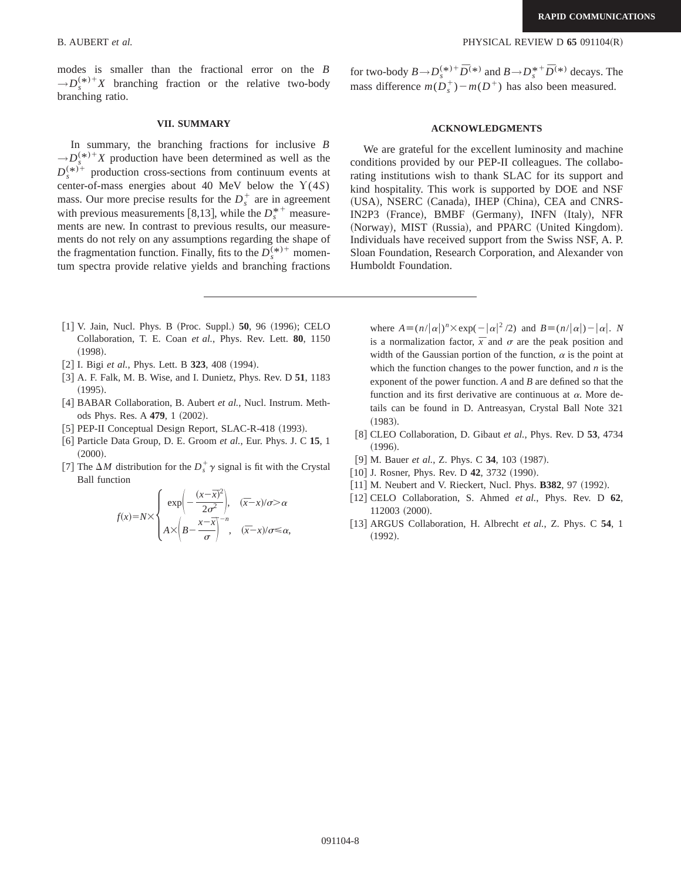modes is smaller than the fractional error on the $B \to D_s^{(*)+}X$ branching fraction or the relative two-body branching ratio.

## VII. SUMMARY

In summary, the branching fractions for inclusive $B \to D_s^{(*)+}X$ production have been determined as well as the $D_s^{(*)+}$ production cross-sections from continuum events at center-of-mass energies about 40 MeV below the $\Upsilon(4S)$ mass. Our more precise results for the $D_s^+$ are in agreement with previous measurements [8,13], while the $D_s^{*+}$ measurements are new. In contrast to previous results, our measurements do not rely on any assumptions regarding the shape of the fragmentation function. Finally, fits to the $D_s^{(*)+}$ momentum spectra provide relative yields and branching fractions for two-body $B \to D_s^{(*)+}\bar{D}^{(*)}$ and $B \to D_s^{*+}\bar{D}^{(*)}$ decays. The mass difference $m(D_s^+) - m(D^+)$ has also been measured.

## ACKNOWLEDGMENTS

We are grateful for the excellent luminosity and machine conditions provided by our PEP-II colleagues. The collaborating institutions wish to thank SLAC for its support and kind hospitality. This work is supported by DOE and NSF (USA), NSERC (Canada), IHEP (China), CEA and CNRS-IN2P3 (France), BMBF (Germany), INFN (Italy), NFR (Norway), MIST (Russia), and PPARC (United Kingdom). Individuals have received support from the Swiss NSF, A. P. Sloan Foundation, Research Corporation, and Alexander von Humboldt Foundation.

---

[1] V. Jain, Nucl. Phys. B (Proc. Suppl.) **50**, 96 (1996); CELO Collaboration, T. E. Coan *et al.*, Phys. Rev. Lett. **80**, 1150 (1998).

[2] I. Bigi *et al.*, Phys. Lett. B **323**, 408 (1994).

[3] A. F. Falk, M. B. Wise, and I. Dunietz, Phys. Rev. D **51**, 1183 (1995).

[4] BABAR Collaboration, B. Aubert *et al.*, Nucl. Instrum. Methods Phys. Res. A **479**, 1 (2002).

[5] PEP-II Conceptual Design Report, SLAC-R-418 (1993).

[6] Particle Data Group, D. E. Groom *et al.*, Eur. Phys. J. C **15**, 1 (2000).

[7] The $\Delta M$ distribution for the $D_s^+\gamma$ signal is fit with the Crystal Ball function

$$f(x) = N \times \begin{cases} \exp\left(-\dfrac{(x-\bar{x})^2}{2\sigma^2}\right), & (\bar{x}-x)/\sigma > \alpha \\ A \times \left(B - \dfrac{x-\bar{x}}{\sigma}\right)^{-n}, & (\bar{x}-x)/\sigma \leq \alpha, \end{cases}$$

where $A \equiv (n/|\alpha|)^n \times \exp(-|\alpha|^2/2)$ and $B \equiv (n/|\alpha|) - |\alpha|$. $N$ is a normalization factor, $\bar{x}$ and $\sigma$ are the peak position and width of the Gaussian portion of the function, $\alpha$ is the point at which the function changes to the power function, and $n$ is the exponent of the power function. $A$ and $B$ are defined so that the function and its first derivative are continuous at $\alpha$. More details can be found in D. Antreasyan, Crystal Ball Note 321 (1983).

[8] CLEO Collaboration, D. Gibaut *et al.*, Phys. Rev. D **53**, 4734 (1996).

[9] M. Bauer *et al.*, Z. Phys. C **34**, 103 (1987).

[10] J. Rosner, Phys. Rev. D **42**, 3732 (1990).

[11] M. Neubert and V. Rieckert, Nucl. Phys. **B382**, 97 (1992).

[12] CELO Collaboration, S. Ahmed *et al.*, Phys. Rev. D **62**, 112003 (2000).

[13] ARGUS Collaboration, H. Albrecht *et al.*, Z. Phys. C **54**, 1 (1992).